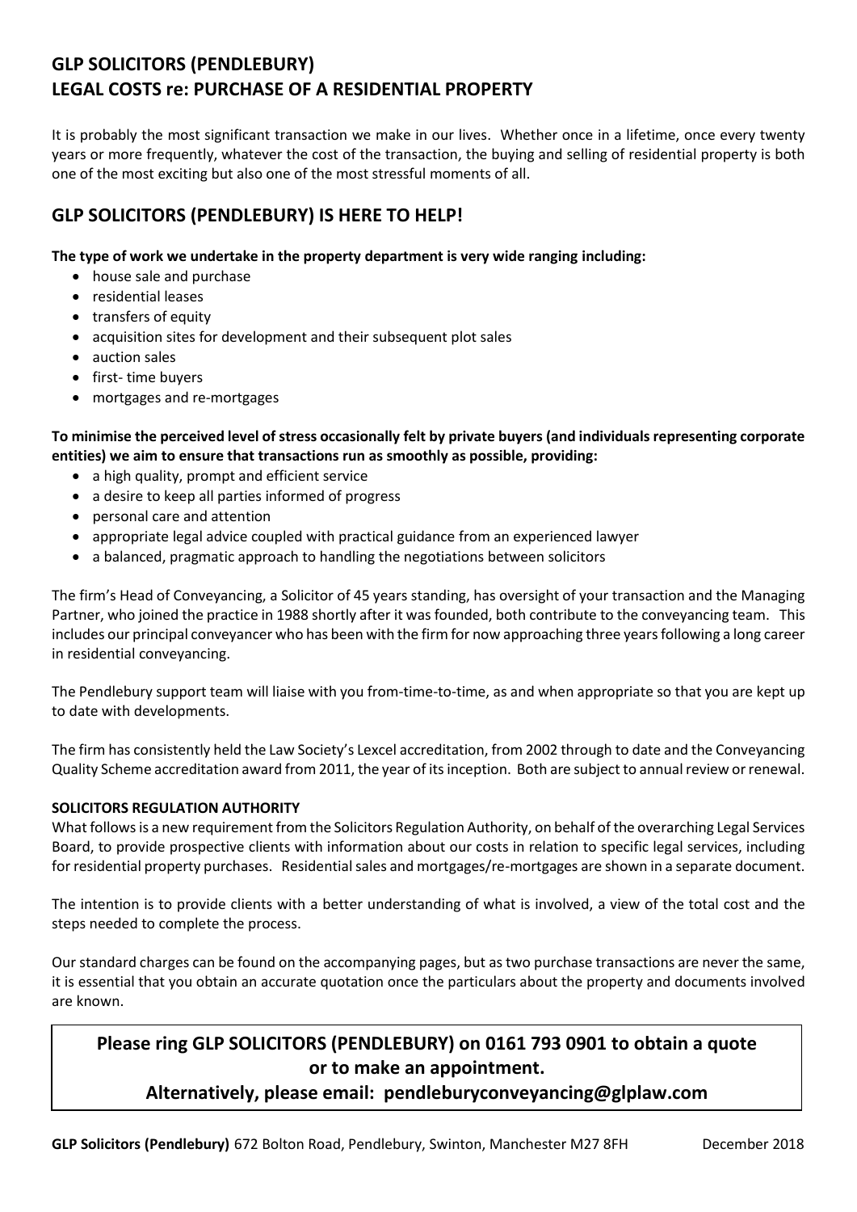# GLP SOLICITORS (PENDLEBURY)
# LEGAL COSTS re: PURCHASE OF A RESIDENTIAL PROPERTY

It is probably the most significant transaction we make in our lives. Whether once in a lifetime, once every twenty years or more frequently, whatever the cost of the transaction, the buying and selling of residential property is both one of the most exciting but also one of the most stressful moments of all.

## GLP SOLICITORS (PENDLEBURY) IS HERE TO HELP!

**The type of work we undertake in the property department is very wide ranging including:**

- house sale and purchase
- residential leases
- transfers of equity
- acquisition sites for development and their subsequent plot sales
- auction sales
- first- time buyers
- mortgages and re-mortgages

**To minimise the perceived level of stress occasionally felt by private buyers (and individuals representing corporate entities) we aim to ensure that transactions run as smoothly as possible, providing:**

- a high quality, prompt and efficient service
- a desire to keep all parties informed of progress
- personal care and attention
- appropriate legal advice coupled with practical guidance from an experienced lawyer
- a balanced, pragmatic approach to handling the negotiations between solicitors

The firm's Head of Conveyancing, a Solicitor of 45 years standing, has oversight of your transaction and the Managing Partner, who joined the practice in 1988 shortly after it was founded, both contribute to the conveyancing team. This includes our principal conveyancer who has been with the firm for now approaching three years following a long career in residential conveyancing.

The Pendlebury support team will liaise with you from-time-to-time, as and when appropriate so that you are kept up to date with developments.

The firm has consistently held the Law Society's Lexcel accreditation, from 2002 through to date and the Conveyancing Quality Scheme accreditation award from 2011, the year of its inception. Both are subject to annual review or renewal.

### SOLICITORS REGULATION AUTHORITY

What follows is a new requirement from the Solicitors Regulation Authority, on behalf of the overarching Legal Services Board, to provide prospective clients with information about our costs in relation to specific legal services, including for residential property purchases. Residential sales and mortgages/re-mortgages are shown in a separate document.

The intention is to provide clients with a better understanding of what is involved, a view of the total cost and the steps needed to complete the process.

Our standard charges can be found on the accompanying pages, but as two purchase transactions are never the same, it is essential that you obtain an accurate quotation once the particulars about the property and documents involved are known.

**Please ring GLP SOLICITORS (PENDLEBURY) on 0161 793 0901 to obtain a quote or to make an appointment.**

**Alternatively, please email: pendleburyconveyancing@glplaw.com**

**GLP Solicitors (Pendlebury)** 672 Bolton Road, Pendlebury, Swinton, Manchester M27 8FH December 2018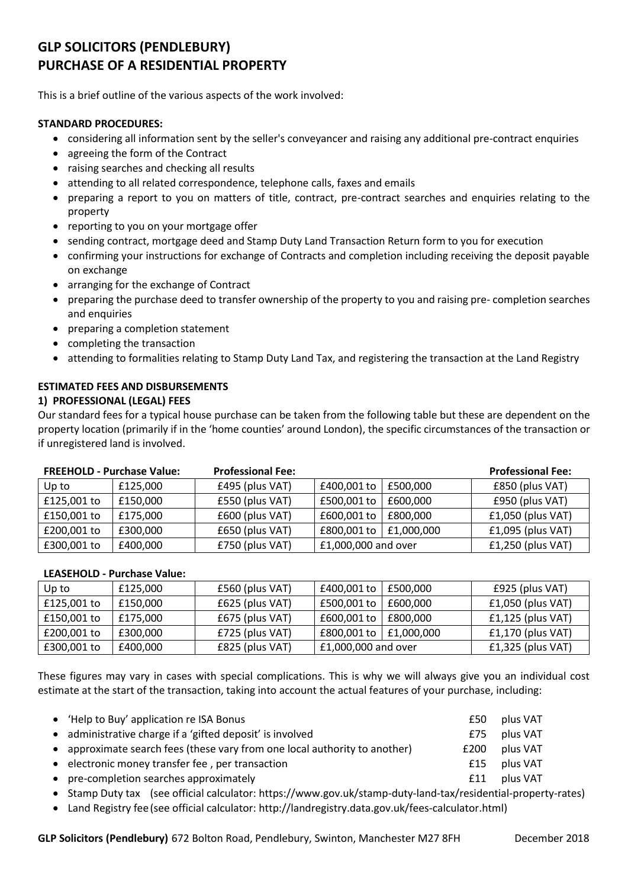# GLP SOLICITORS (PENDLEBURY)
# PURCHASE OF A RESIDENTIAL PROPERTY

This is a brief outline of the various aspects of the work involved:

**STANDARD PROCEDURES:**

- considering all information sent by the seller's conveyancer and raising any additional pre-contract enquiries
- agreeing the form of the Contract
- raising searches and checking all results
- attending to all related correspondence, telephone calls, faxes and emails
- preparing a report to you on matters of title, contract, pre-contract searches and enquiries relating to the property
- reporting to you on your mortgage offer
- sending contract, mortgage deed and Stamp Duty Land Transaction Return form to you for execution
- confirming your instructions for exchange of Contracts and completion including receiving the deposit payable on exchange
- arranging for the exchange of Contract
- preparing the purchase deed to transfer ownership of the property to you and raising pre- completion searches and enquiries
- preparing a completion statement
- completing the transaction
- attending to formalities relating to Stamp Duty Land Tax, and registering the transaction at the Land Registry

**ESTIMATED FEES AND DISBURSEMENTS**

**1) PROFESSIONAL (LEGAL) FEES**

Our standard fees for a typical house purchase can be taken from the following table but these are dependent on the property location (primarily if in the 'home counties' around London), the specific circumstances of the transaction or if unregistered land is involved.

**FREEHOLD - Purchase Value:**

| | | **Professional Fee:** | | | **Professional Fee:** |
|---|---|---|---|---|---|
| Up to | £125,000 | £495 (plus VAT) | £400,001 to | £500,000 | £850 (plus VAT) |
| £125,001 to | £150,000 | £550 (plus VAT) | £500,001 to | £600,000 | £950 (plus VAT) |
| £150,001 to | £175,000 | £600 (plus VAT) | £600,001 to | £800,000 | £1,050 (plus VAT) |
| £200,001 to | £300,000 | £650 (plus VAT) | £800,001 to | £1,000,000 | £1,095 (plus VAT) |
| £300,001 to | £400,000 | £750 (plus VAT) | £1,000,000 and over | | £1,250 (plus VAT) |

**LEASEHOLD - Purchase Value:**

| | | | | | |
|---|---|---|---|---|---|
| Up to | £125,000 | £560 (plus VAT) | £400,001 to | £500,000 | £925 (plus VAT) |
| £125,001 to | £150,000 | £625 (plus VAT) | £500,001 to | £600,000 | £1,050 (plus VAT) |
| £150,001 to | £175,000 | £675 (plus VAT) | £600,001 to | £800,000 | £1,125 (plus VAT) |
| £200,001 to | £300,000 | £725 (plus VAT) | £800,001 to | £1,000,000 | £1,170 (plus VAT) |
| £300,001 to | £400,000 | £825 (plus VAT) | £1,000,000 and over | | £1,325 (plus VAT) |

These figures may vary in cases with special complications. This is why we will always give you an individual cost estimate at the start of the transaction, taking into account the actual features of your purchase, including:

- 'Help to Buy' application re ISA Bonus — £50 plus VAT
- administrative charge if a 'gifted deposit' is involved — £75 plus VAT
- approximate search fees (these vary from one local authority to another) — £200 plus VAT
- electronic money transfer fee , per transaction — £15 plus VAT
- pre-completion searches approximately — £11 plus VAT
- Stamp Duty tax (see official calculator: https://www.gov.uk/stamp-duty-land-tax/residential-property-rates)
- Land Registry fee (see official calculator: http://landregistry.data.gov.uk/fees-calculator.html)

**GLP Solicitors (Pendlebury)** 672 Bolton Road, Pendlebury, Swinton, Manchester M27 8FH December 2018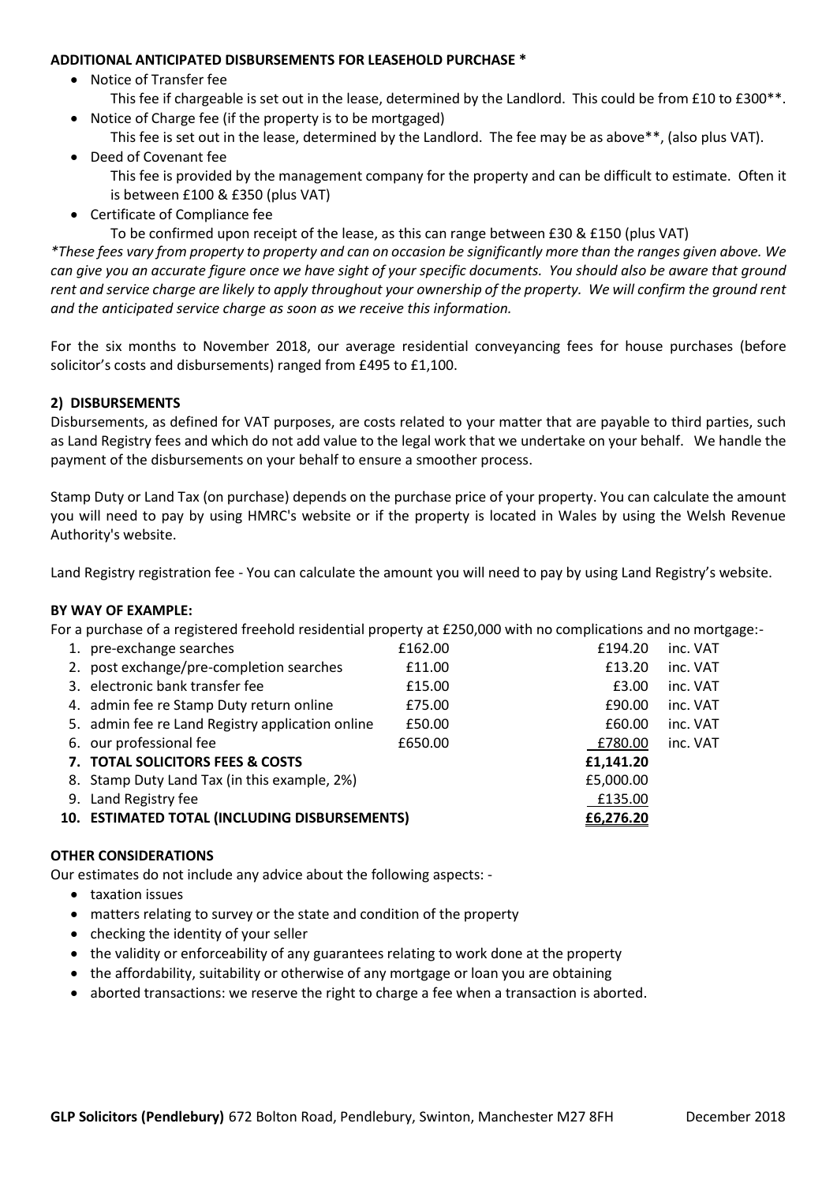**ADDITIONAL ANTICIPATED DISBURSEMENTS FOR LEASEHOLD PURCHASE ***

- Notice of Transfer fee
  This fee if chargeable is set out in the lease, determined by the Landlord. This could be from £10 to £300**.
- Notice of Charge fee (if the property is to be mortgaged)
  This fee is set out in the lease, determined by the Landlord. The fee may be as above**, (also plus VAT).
- Deed of Covenant fee
  This fee is provided by the management company for the property and can be difficult to estimate. Often it is between £100 & £350 (plus VAT)
- Certificate of Compliance fee
  To be confirmed upon receipt of the lease, as this can range between £30 & £150 (plus VAT)

**These fees vary from property to property and can on occasion be significantly more than the ranges given above. We can give you an accurate figure once we have sight of your specific documents. You should also be aware that ground rent and service charge are likely to apply throughout your ownership of the property. We will confirm the ground rent and the anticipated service charge as soon as we receive this information.*

For the six months to November 2018, our average residential conveyancing fees for house purchases (before solicitor's costs and disbursements) ranged from £495 to £1,100.

**2) DISBURSEMENTS**

Disbursements, as defined for VAT purposes, are costs related to your matter that are payable to third parties, such as Land Registry fees and which do not add value to the legal work that we undertake on your behalf. We handle the payment of the disbursements on your behalf to ensure a smoother process.

Stamp Duty or Land Tax (on purchase) depends on the purchase price of your property. You can calculate the amount you will need to pay by using HMRC's website or if the property is located in Wales by using the Welsh Revenue Authority's website.

Land Registry registration fee - You can calculate the amount you will need to pay by using Land Registry's website.

**BY WAY OF EXAMPLE:**

For a purchase of a registered freehold residential property at £250,000 with no complications and no mortgage:-

| | | | | |
|---|---|---|---|---|
| 1. | pre-exchange searches | £162.00 | £194.20 | inc. VAT |
| 2. | post exchange/pre-completion searches | £11.00 | £13.20 | inc. VAT |
| 3. | electronic bank transfer fee | £15.00 | £3.00 | inc. VAT |
| 4. | admin fee re Stamp Duty return online | £75.00 | £90.00 | inc. VAT |
| 5. | admin fee re Land Registry application online | £50.00 | £60.00 | inc. VAT |
| 6. | our professional fee | £650.00 | £780.00 | inc. VAT |
| **7.** | **TOTAL SOLICITORS FEES & COSTS** | | **£1,141.20** | |
| 8. | Stamp Duty Land Tax (in this example, 2%) | | £5,000.00 | |
| 9. | Land Registry fee | | £135.00 | |
| **10.** | **ESTIMATED TOTAL (INCLUDING DISBURSEMENTS)** | | **£6,276.20** | |

**OTHER CONSIDERATIONS**

Our estimates do not include any advice about the following aspects: -

- taxation issues
- matters relating to survey or the state and condition of the property
- checking the identity of your seller
- the validity or enforceability of any guarantees relating to work done at the property
- the affordability, suitability or otherwise of any mortgage or loan you are obtaining
- aborted transactions: we reserve the right to charge a fee when a transaction is aborted.

**GLP Solicitors (Pendlebury)** 672 Bolton Road, Pendlebury, Swinton, Manchester M27 8FH December 2018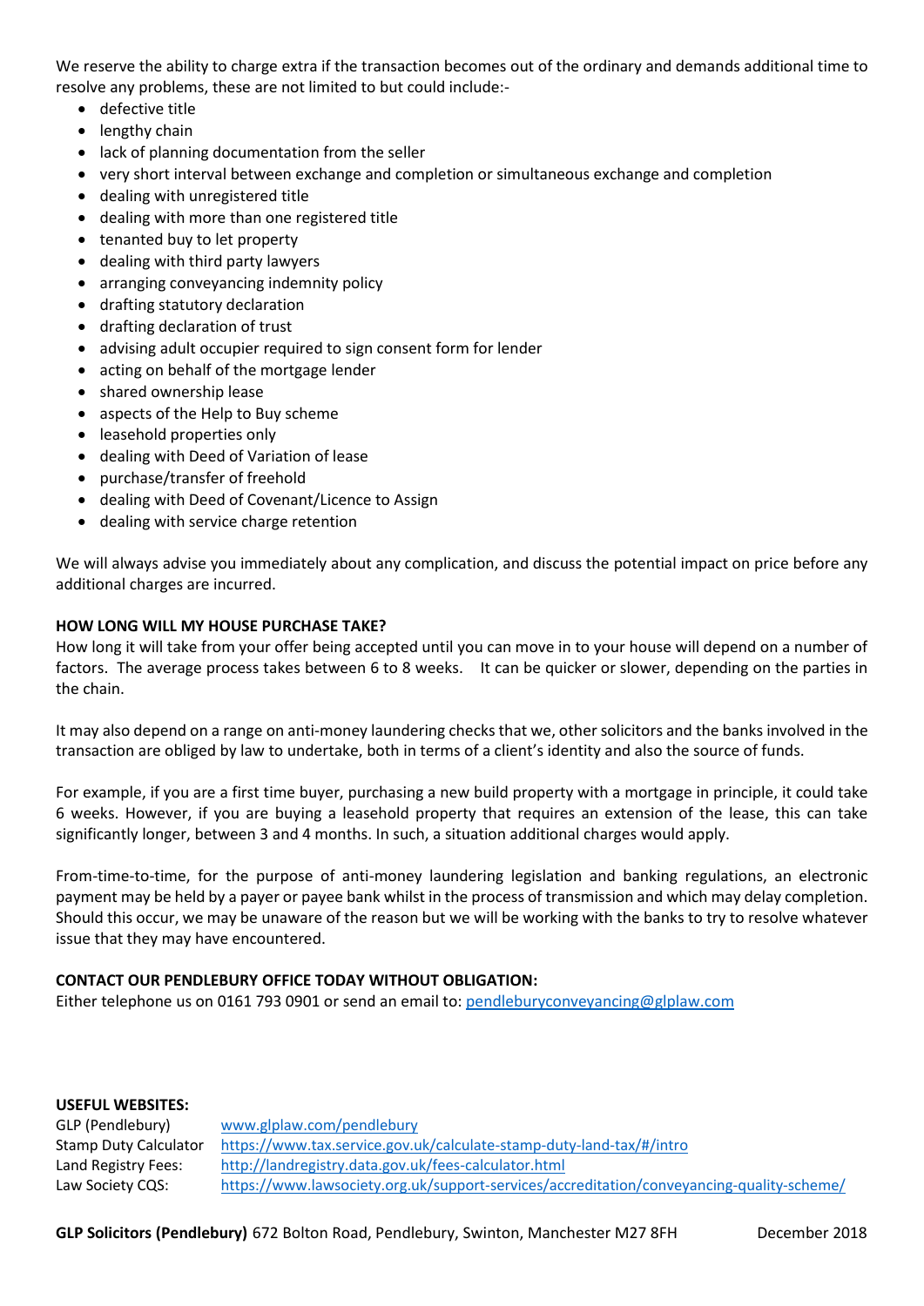We reserve the ability to charge extra if the transaction becomes out of the ordinary and demands additional time to resolve any problems, these are not limited to but could include:-

- defective title
- lengthy chain
- lack of planning documentation from the seller
- very short interval between exchange and completion or simultaneous exchange and completion
- dealing with unregistered title
- dealing with more than one registered title
- tenanted buy to let property
- dealing with third party lawyers
- arranging conveyancing indemnity policy
- drafting statutory declaration
- drafting declaration of trust
- advising adult occupier required to sign consent form for lender
- acting on behalf of the mortgage lender
- shared ownership lease
- aspects of the Help to Buy scheme
- leasehold properties only
- dealing with Deed of Variation of lease
- purchase/transfer of freehold
- dealing with Deed of Covenant/Licence to Assign
- dealing with service charge retention

We will always advise you immediately about any complication, and discuss the potential impact on price before any additional charges are incurred.

**HOW LONG WILL MY HOUSE PURCHASE TAKE?**

How long it will take from your offer being accepted until you can move in to your house will depend on a number of factors. The average process takes between 6 to 8 weeks. It can be quicker or slower, depending on the parties in the chain.

It may also depend on a range on anti-money laundering checks that we, other solicitors and the banks involved in the transaction are obliged by law to undertake, both in terms of a client's identity and also the source of funds.

For example, if you are a first time buyer, purchasing a new build property with a mortgage in principle, it could take 6 weeks. However, if you are buying a leasehold property that requires an extension of the lease, this can take significantly longer, between 3 and 4 months. In such, a situation additional charges would apply.

From-time-to-time, for the purpose of anti-money laundering legislation and banking regulations, an electronic payment may be held by a payer or payee bank whilst in the process of transmission and which may delay completion. Should this occur, we may be unaware of the reason but we will be working with the banks to try to resolve whatever issue that they may have encountered.

**CONTACT OUR PENDLEBURY OFFICE TODAY WITHOUT OBLIGATION:**

Either telephone us on 0161 793 0901 or send an email to: pendleburyconveyancing@glplaw.com

**USEFUL WEBSITES:**

| | |
|---|---|
| GLP (Pendlebury) | www.glplaw.com/pendlebury |
| Stamp Duty Calculator | https://www.tax.service.gov.uk/calculate-stamp-duty-land-tax/#/intro |
| Land Registry Fees: | http://landregistry.data.gov.uk/fees-calculator.html |
| Law Society CQS: | https://www.lawsociety.org.uk/support-services/accreditation/conveyancing-quality-scheme/ |

**GLP Solicitors (Pendlebury)** 672 Bolton Road, Pendlebury, Swinton, Manchester M27 8FH December 2018